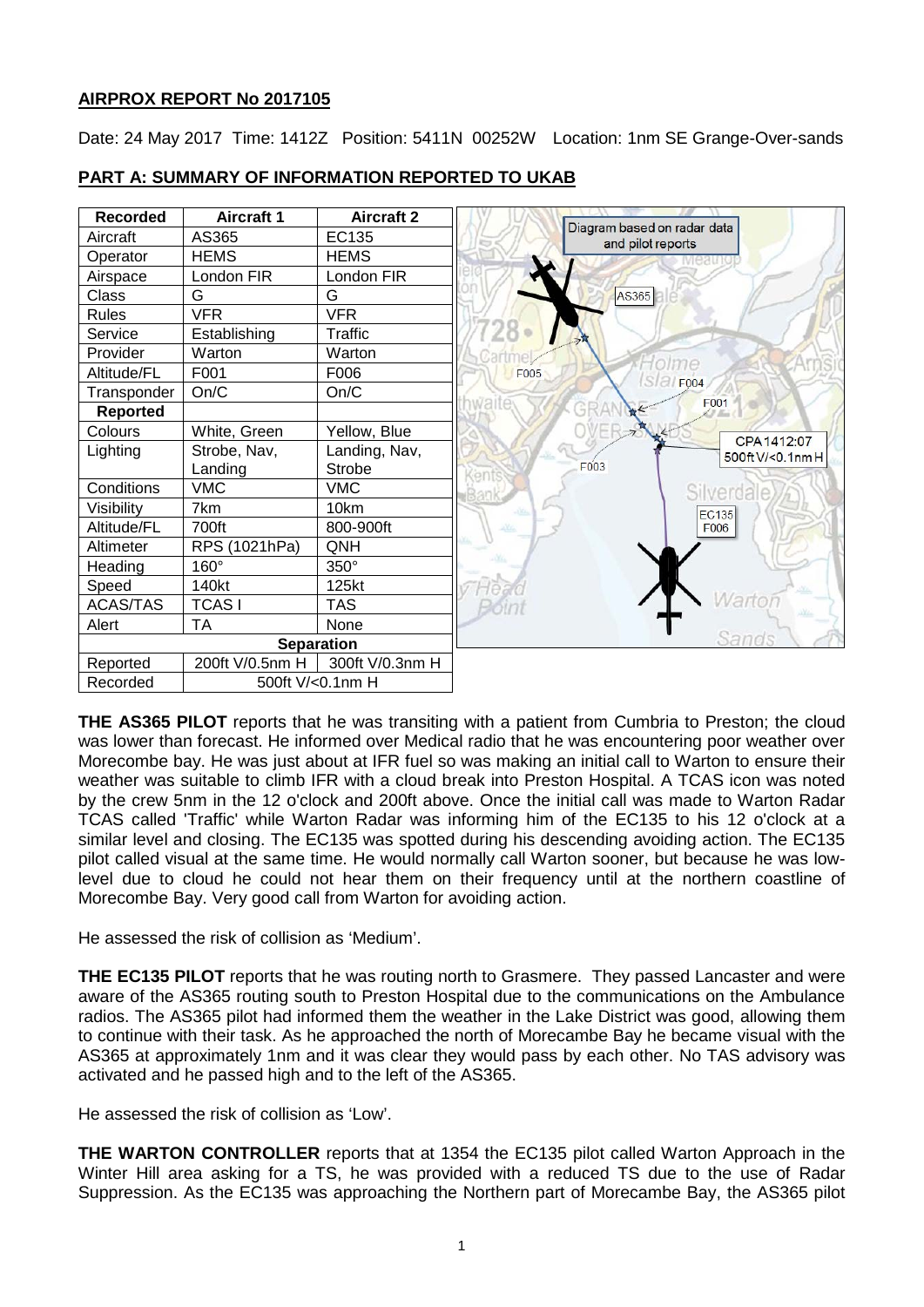## AIRPROX REPORT No 2017105

Date: 24 May 2017 Time: 1412Z Position: 5411N 00252W Location: 1nm SE Grange-Over-sands

## PART A: SUMMARY OF INFORMATION REPORTED TO UKAB

| Recorded | Aircraft 1 | Aircraft 2 |
|---|---|---|
| Aircraft | AS365 | EC135 |
| Operator | HEMS | HEMS |
| Airspace | London FIR | London FIR |
| Class | G | G |
| Rules | VFR | VFR |
| Service | Establishing | Traffic |
| Provider | Warton | Warton |
| Altitude/FL | F001 | F006 |
| Transponder | On/C | On/C |
| **Reported** | | |
| Colours | White, Green | Yellow, Blue |
| Lighting | Strobe, Nav, Landing | Landing, Nav, Strobe |
| Conditions | VMC | VMC |
| Visibility | 7km | 10km |
| Altitude/FL | 700ft | 800-900ft |
| Altimeter | RPS (1021hPa) | QNH |
| Heading | 160° | 350° |
| Speed | 140kt | 125kt |
| ACAS/TAS | TCAS I | TAS |
| Alert | TA | None |
| **Separation** | | |
| Reported | 200ft V/0.5nm H | 300ft V/0.3nm H |
| Recorded | 500ft V/<0.1nm H | |

Diagram based on radar data and pilot reports

**THE AS365 PILOT** reports that he was transiting with a patient from Cumbria to Preston; the cloud was lower than forecast. He informed over Medical radio that he was encountering poor weather over Morecombe bay. He was just about at IFR fuel so was making an initial call to Warton to ensure their weather was suitable to climb IFR with a cloud break into Preston Hospital. A TCAS icon was noted by the crew 5nm in the 12 o'clock and 200ft above. Once the initial call was made to Warton Radar TCAS called 'Traffic' while Warton Radar was informing him of the EC135 to his 12 o'clock at a similar level and closing. The EC135 was spotted during his descending avoiding action. The EC135 pilot called visual at the same time. He would normally call Warton sooner, but because he was low-level due to cloud he could not hear them on their frequency until at the northern coastline of Morecombe Bay. Very good call from Warton for avoiding action.

He assessed the risk of collision as 'Medium'.

**THE EC135 PILOT** reports that he was routing north to Grasmere. They passed Lancaster and were aware of the AS365 routing south to Preston Hospital due to the communications on the Ambulance radios. The AS365 pilot had informed them the weather in the Lake District was good, allowing them to continue with their task. As he approached the north of Morecombe Bay he became visual with the AS365 at approximately 1nm and it was clear they would pass by each other. No TAS advisory was activated and he passed high and to the left of the AS365.

He assessed the risk of collision as 'Low'.

**THE WARTON CONTROLLER** reports that at 1354 the EC135 pilot called Warton Approach in the Winter Hill area asking for a TS, he was provided with a reduced TS due to the use of Radar Suppression. As the EC135 was approaching the Northern part of Morecambe Bay, the AS365 pilot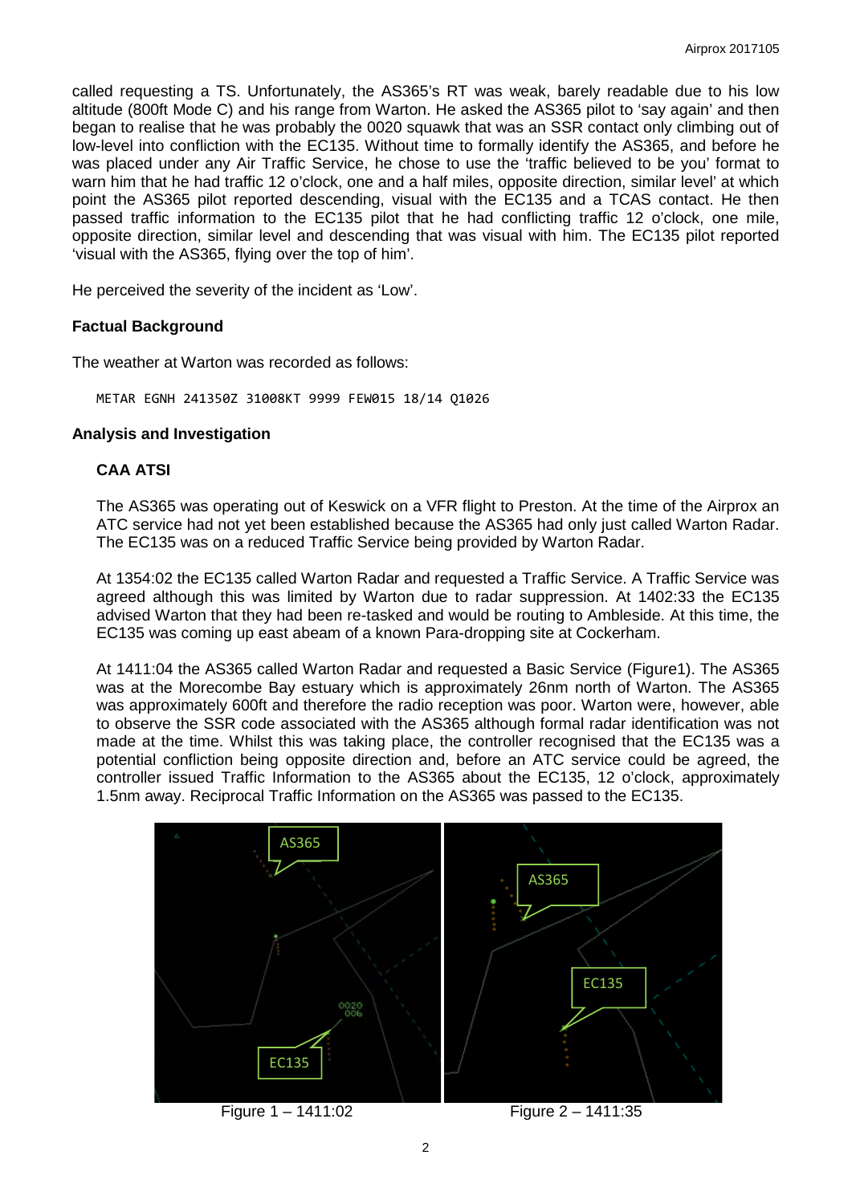called requesting a TS. Unfortunately, the AS365's RT was weak, barely readable due to his low altitude (800ft Mode C) and his range from Warton. He asked the AS365 pilot to 'say again' and then began to realise that he was probably the 0020 squawk that was an SSR contact only climbing out of low-level into confliction with the EC135. Without time to formally identify the AS365, and before he was placed under any Air Traffic Service, he chose to use the 'traffic believed to be you' format to warn him that he had traffic 12 o'clock, one and a half miles, opposite direction, similar level' at which point the AS365 pilot reported descending, visual with the EC135 and a TCAS contact. He then passed traffic information to the EC135 pilot that he had conflicting traffic 12 o'clock, one mile, opposite direction, similar level and descending that was visual with him. The EC135 pilot reported 'visual with the AS365, flying over the top of him'.

He perceived the severity of the incident as 'Low'.

### Factual Background

The weather at Warton was recorded as follows:

```
METAR EGNH 241350Z 31008KT 9999 FEW015 18/14 Q1026
```

### Analysis and Investigation

#### CAA ATSI

The AS365 was operating out of Keswick on a VFR flight to Preston. At the time of the Airprox an ATC service had not yet been established because the AS365 had only just called Warton Radar. The EC135 was on a reduced Traffic Service being provided by Warton Radar.

At 1354:02 the EC135 called Warton Radar and requested a Traffic Service. A Traffic Service was agreed although this was limited by Warton due to radar suppression. At 1402:33 the EC135 advised Warton that they had been re-tasked and would be routing to Ambleside. At this time, the EC135 was coming up east abeam of a known Para-dropping site at Cockerham.

At 1411:04 the AS365 called Warton Radar and requested a Basic Service (Figure1). The AS365 was at the Morecombe Bay estuary which is approximately 26nm north of Warton. The AS365 was approximately 600ft and therefore the radio reception was poor. Warton were, however, able to observe the SSR code associated with the AS365 although formal radar identification was not made at the time. Whilst this was taking place, the controller recognised that the EC135 was a potential confliction being opposite direction and, before an ATC service could be agreed, the controller issued Traffic Information to the AS365 about the EC135, 12 o'clock, approximately 1.5nm away. Reciprocal Traffic Information on the AS365 was passed to the EC135.

Figure 1 – 1411:02

Figure 2 – 1411:35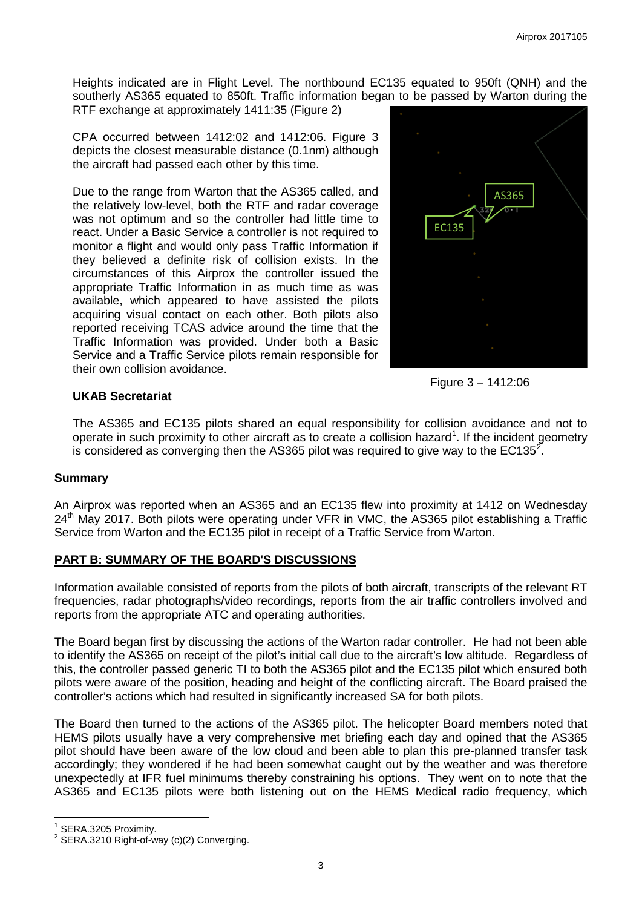Heights indicated are in Flight Level. The northbound EC135 equated to 950ft (QNH) and the southerly AS365 equated to 850ft. Traffic information began to be passed by Warton during the RTF exchange at approximately 1411:35 (Figure 2)

CPA occurred between 1412:02 and 1412:06. Figure 3 depicts the closest measurable distance (0.1nm) although the aircraft had passed each other by this time.

Due to the range from Warton that the AS365 called, and the relatively low-level, both the RTF and radar coverage was not optimum and so the controller had little time to react. Under a Basic Service a controller is not required to monitor a flight and would only pass Traffic Information if they believed a definite risk of collision exists. In the circumstances of this Airprox the controller issued the appropriate Traffic Information in as much time as was available, which appeared to have assisted the pilots acquiring visual contact on each other. Both pilots also reported receiving TCAS advice around the time that the Traffic Information was provided. Under both a Basic Service and a Traffic Service pilots remain responsible for their own collision avoidance.

Figure 3 – 1412:06

### UKAB Secretariat

The AS365 and EC135 pilots shared an equal responsibility for collision avoidance and not to operate in such proximity to other aircraft as to create a collision hazard[1]. If the incident geometry is considered as converging then the AS365 pilot was required to give way to the EC135[2].

## Summary

An Airprox was reported when an AS365 and an EC135 flew into proximity at 1412 on Wednesday 24th May 2017. Both pilots were operating under VFR in VMC, the AS365 pilot establishing a Traffic Service from Warton and the EC135 pilot in receipt of a Traffic Service from Warton.

## PART B: SUMMARY OF THE BOARD'S DISCUSSIONS

Information available consisted of reports from the pilots of both aircraft, transcripts of the relevant RT frequencies, radar photographs/video recordings, reports from the air traffic controllers involved and reports from the appropriate ATC and operating authorities.

The Board began first by discussing the actions of the Warton radar controller. He had not been able to identify the AS365 on receipt of the pilot's initial call due to the aircraft's low altitude. Regardless of this, the controller passed generic TI to both the AS365 pilot and the EC135 pilot which ensured both pilots were aware of the position, heading and height of the conflicting aircraft. The Board praised the controller's actions which had resulted in significantly increased SA for both pilots.

The Board then turned to the actions of the AS365 pilot. The helicopter Board members noted that HEMS pilots usually have a very comprehensive met briefing each day and opined that the AS365 pilot should have been aware of the low cloud and been able to plan this pre-planned transfer task accordingly; they wondered if he had been somewhat caught out by the weather and was therefore unexpectedly at IFR fuel minimums thereby constraining his options. They went on to note that the AS365 and EC135 pilots were both listening out on the HEMS Medical radio frequency, which

[1] SERA.3205 Proximity.

[2] SERA.3210 Right-of-way (c)(2) Converging.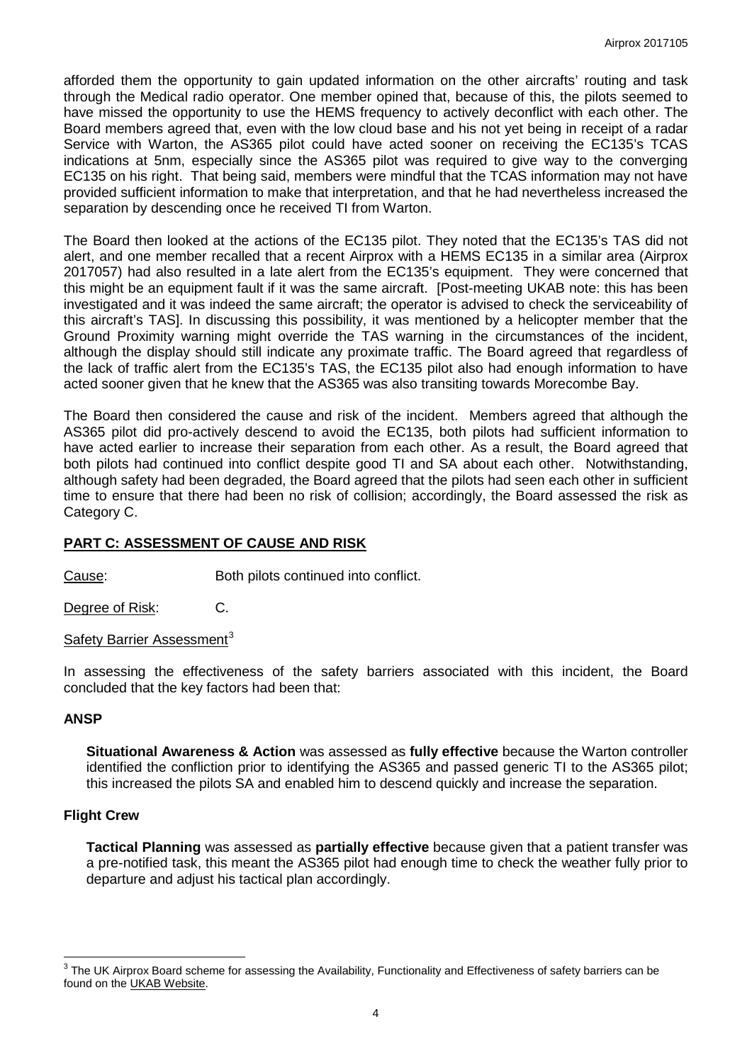afforded them the opportunity to gain updated information on the other aircrafts' routing and task through the Medical radio operator. One member opined that, because of this, the pilots seemed to have missed the opportunity to use the HEMS frequency to actively deconflict with each other. The Board members agreed that, even with the low cloud base and his not yet being in receipt of a radar Service with Warton, the AS365 pilot could have acted sooner on receiving the EC135's TCAS indications at 5nm, especially since the AS365 pilot was required to give way to the converging EC135 on his right. That being said, members were mindful that the TCAS information may not have provided sufficient information to make that interpretation, and that he had nevertheless increased the separation by descending once he received TI from Warton.

The Board then looked at the actions of the EC135 pilot. They noted that the EC135's TAS did not alert, and one member recalled that a recent Airprox with a HEMS EC135 in a similar area (Airprox 2017057) had also resulted in a late alert from the EC135's equipment. They were concerned that this might be an equipment fault if it was the same aircraft. [Post-meeting UKAB note: this has been investigated and it was indeed the same aircraft; the operator is advised to check the serviceability of this aircraft's TAS]. In discussing this possibility, it was mentioned by a helicopter member that the Ground Proximity warning might override the TAS warning in the circumstances of the incident, although the display should still indicate any proximate traffic. The Board agreed that regardless of the lack of traffic alert from the EC135's TAS, the EC135 pilot also had enough information to have acted sooner given that he knew that the AS365 was also transiting towards Morecombe Bay.

The Board then considered the cause and risk of the incident. Members agreed that although the AS365 pilot did pro-actively descend to avoid the EC135, both pilots had sufficient information to have acted earlier to increase their separation from each other. As a result, the Board agreed that both pilots had continued into conflict despite good TI and SA about each other. Notwithstanding, although safety had been degraded, the Board agreed that the pilots had seen each other in sufficient time to ensure that there had been no risk of collision; accordingly, the Board assessed the risk as Category C.

## PART C: ASSESSMENT OF CAUSE AND RISK

Cause: Both pilots continued into conflict.

Degree of Risk: C.

Safety Barrier Assessment[3]

In assessing the effectiveness of the safety barriers associated with this incident, the Board concluded that the key factors had been that:

### ANSP

**Situational Awareness & Action** was assessed as **fully effective** because the Warton controller identified the confliction prior to identifying the AS365 and passed generic TI to the AS365 pilot; this increased the pilots SA and enabled him to descend quickly and increase the separation.

### Flight Crew

**Tactical Planning** was assessed as **partially effective** because given that a patient transfer was a pre-notified task, this meant the AS365 pilot had enough time to check the weather fully prior to departure and adjust his tactical plan accordingly.

[3] The UK Airprox Board scheme for assessing the Availability, Functionality and Effectiveness of safety barriers can be found on the UKAB Website.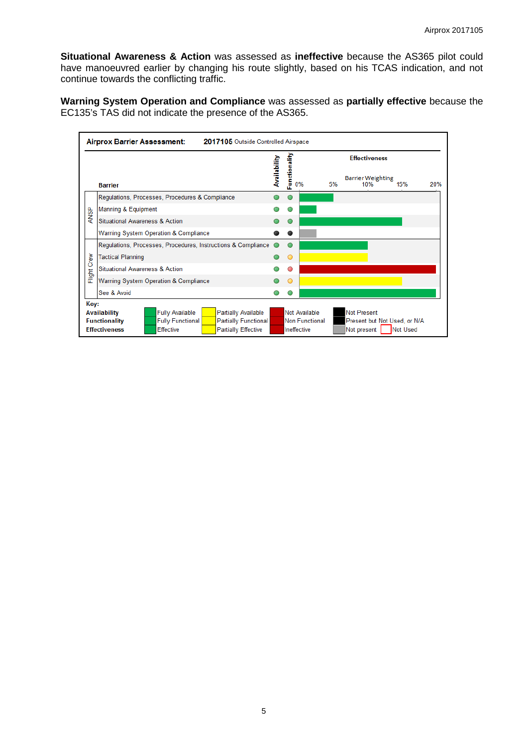**Situational Awareness & Action** was assessed as **ineffective** because the AS365 pilot could have manoeuvred earlier by changing his route slightly, based on his TCAS indication, and not continue towards the conflicting traffic.

**Warning System Operation and Compliance** was assessed as **partially effective** because the EC135's TAS did not indicate the presence of the AS365.

**Airprox Barrier Assessment:** **2017105** Outside Controlled Airspace

Barrier

Availability

Functionality

Effectiveness

Barrier Weighting

0%
5%
10%
15%
20%

ANSP

Regulations, Processes, Procedures & Compliance

Manning & Equipment

Situational Awareness & Action

Warning System Operation & Compliance

Flight Crew

Regulations, Processes, Procedures, Instructions & Compliance

Tactical Planning

Situational Awareness & Action

Warning System Operation & Compliance

See & Avoid

Key:

Availability: Fully Available, Partially Available, Not Available, Not Present

Functionality: Fully Functional, Partially Functional, Non Functional, Present but Not Used, or N/A

Effectiveness: Effective, Partially Effective, Ineffective, Not present, Not Used